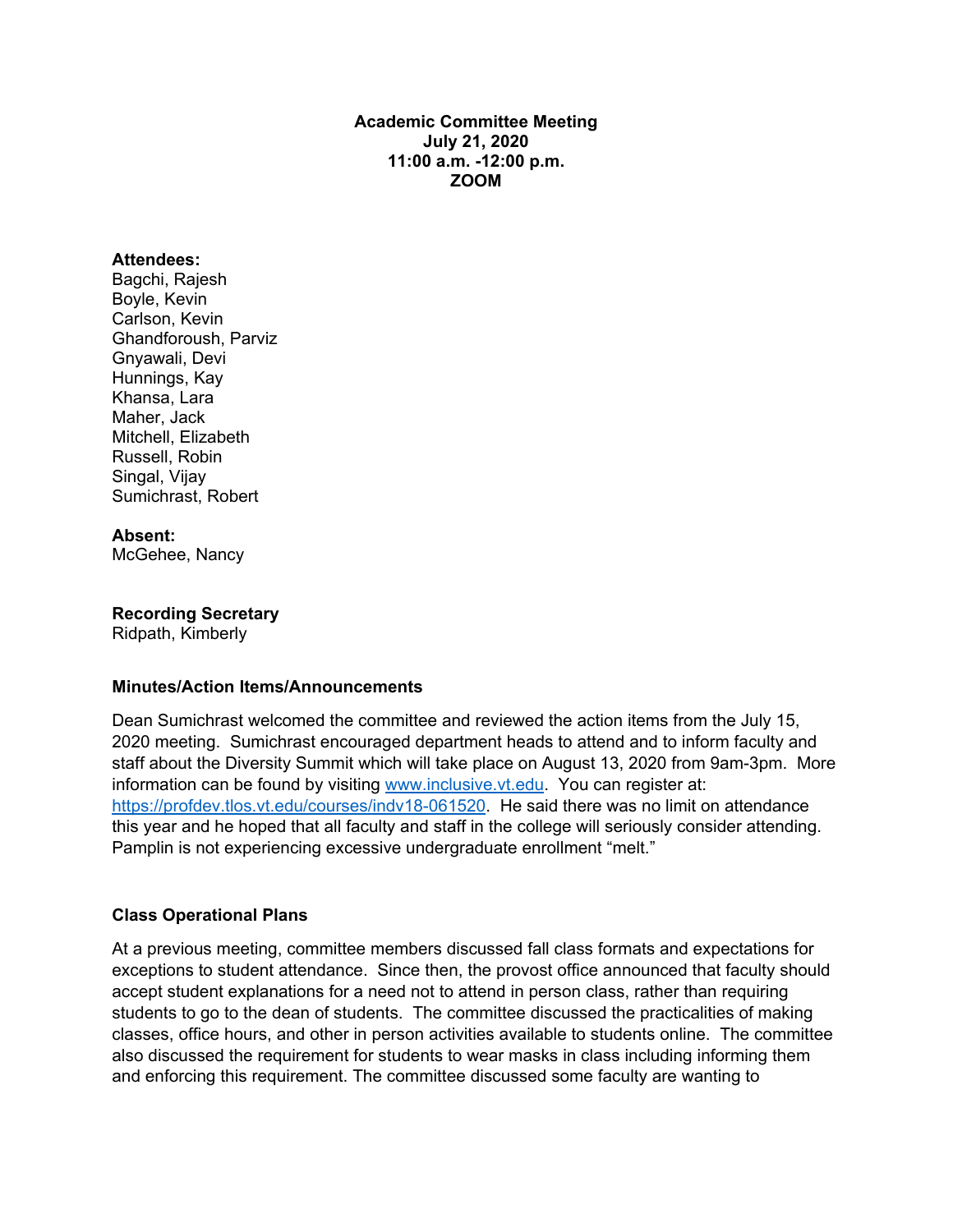**Academic Committee Meeting**
**July 21, 2020**
**11:00 a.m. -12:00 p.m.**
**ZOOM**

**Attendees:**
Bagchi, Rajesh
Boyle, Kevin
Carlson, Kevin
Ghandforoush, Parviz
Gnyawali, Devi
Hunnings, Kay
Khansa, Lara
Maher, Jack
Mitchell, Elizabeth
Russell, Robin
Singal, Vijay
Sumichrast, Robert

**Absent:**
McGehee, Nancy

**Recording Secretary**
Ridpath, Kimberly

**Minutes/Action Items/Announcements**

Dean Sumichrast welcomed the committee and reviewed the action items from the July 15, 2020 meeting. Sumichrast encouraged department heads to attend and to inform faculty and staff about the Diversity Summit which will take place on August 13, 2020 from 9am-3pm. More information can be found by visiting www.inclusive.vt.edu. You can register at: https://profdev.tlos.vt.edu/courses/indv18-061520. He said there was no limit on attendance this year and he hoped that all faculty and staff in the college will seriously consider attending. Pamplin is not experiencing excessive undergraduate enrollment "melt."

**Class Operational Plans**

At a previous meeting, committee members discussed fall class formats and expectations for exceptions to student attendance. Since then, the provost office announced that faculty should accept student explanations for a need not to attend in person class, rather than requiring students to go to the dean of students. The committee discussed the practicalities of making classes, office hours, and other in person activities available to students online. The committee also discussed the requirement for students to wear masks in class including informing them and enforcing this requirement. The committee discussed some faculty are wanting to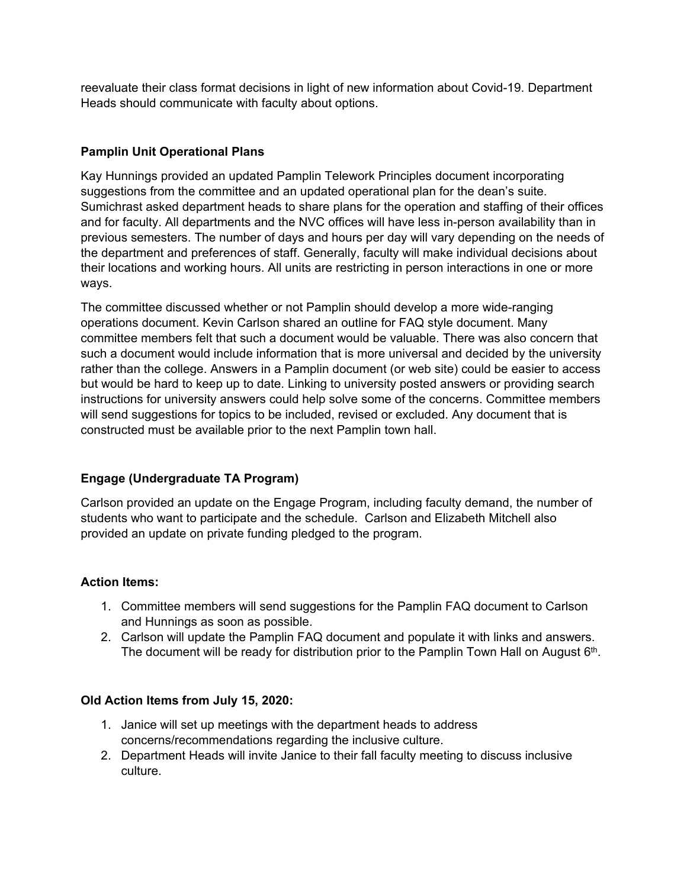reevaluate their class format decisions in light of new information about Covid-19. Department Heads should communicate with faculty about options.

### Pamplin Unit Operational Plans

Kay Hunnings provided an updated Pamplin Telework Principles document incorporating suggestions from the committee and an updated operational plan for the dean's suite. Sumichrast asked department heads to share plans for the operation and staffing of their offices and for faculty. All departments and the NVC offices will have less in-person availability than in previous semesters. The number of days and hours per day will vary depending on the needs of the department and preferences of staff. Generally, faculty will make individual decisions about their locations and working hours. All units are restricting in person interactions in one or more ways.

The committee discussed whether or not Pamplin should develop a more wide-ranging operations document. Kevin Carlson shared an outline for FAQ style document. Many committee members felt that such a document would be valuable. There was also concern that such a document would include information that is more universal and decided by the university rather than the college. Answers in a Pamplin document (or web site) could be easier to access but would be hard to keep up to date. Linking to university posted answers or providing search instructions for university answers could help solve some of the concerns. Committee members will send suggestions for topics to be included, revised or excluded. Any document that is constructed must be available prior to the next Pamplin town hall.

### Engage (Undergraduate TA Program)

Carlson provided an update on the Engage Program, including faculty demand, the number of students who want to participate and the schedule. Carlson and Elizabeth Mitchell also provided an update on private funding pledged to the program.

### Action Items:

1. Committee members will send suggestions for the Pamplin FAQ document to Carlson and Hunnings as soon as possible.
2. Carlson will update the Pamplin FAQ document and populate it with links and answers. The document will be ready for distribution prior to the Pamplin Town Hall on August 6th.

### Old Action Items from July 15, 2020:

1. Janice will set up meetings with the department heads to address concerns/recommendations regarding the inclusive culture.
2. Department Heads will invite Janice to their fall faculty meeting to discuss inclusive culture.